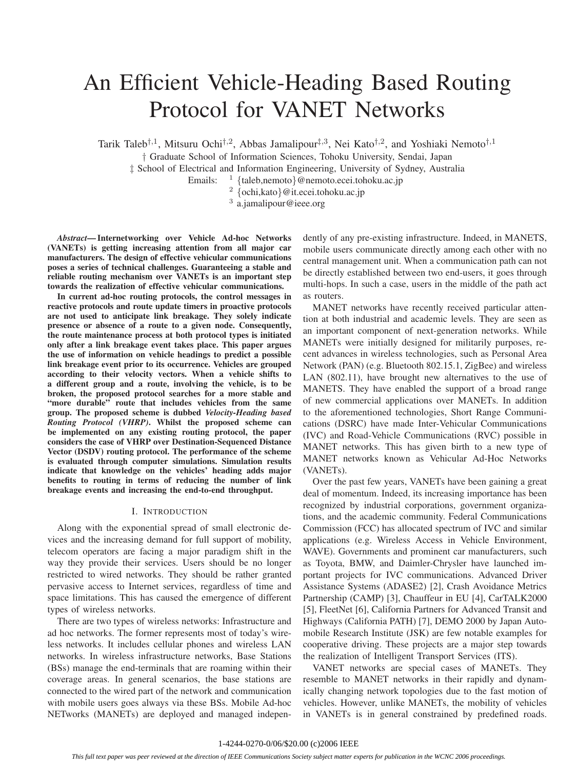# An Efficient Vehicle-Heading Based Routing Protocol for VANET Networks

Tarik Taleb[†,1], Mitsuru Ochi[†,2], Abbas Jamalipour[‡,3], Nei Kato[†,2], and Yoshiaki Nemoto[†,1]

† Graduate School of Information Sciences, Tohoku University, Sendai, Japan

‡ School of Electrical and Information Engineering, University of Sydney, Australia

Emails: [1] {taleb,nemoto}@nemoto.ecei.tohoku.ac.jp

[2] {ochi,kato}@it.ecei.tohoku.ac.jp

[3] a.jamalipour@ieee.org

***Abstract*— Internetworking over Vehicle Ad-hoc Networks (VANETs) is getting increasing attention from all major car manufacturers. The design of effective vehicular communications poses a series of technical challenges. Guaranteeing a stable and reliable routing mechanism over VANETs is an important step towards the realization of effective vehicular communications.**

**In current ad-hoc routing protocols, the control messages in reactive protocols and route update timers in proactive protocols are not used to anticipate link breakage. They solely indicate presence or absence of a route to a given node. Consequently, the route maintenance process at both protocol types is initiated only after a link breakage event takes place. This paper argues the use of information on vehicle headings to predict a possible link breakage event prior to its occurrence. Vehicles are grouped according to their velocity vectors. When a vehicle shifts to a different group and a route, involving the vehicle, is to be broken, the proposed protocol searches for a more stable and "more durable" route that includes vehicles from the same group. The proposed scheme is dubbed *Velocity-Heading based Routing Protocol (VHRP)*. Whilst the proposed scheme can be implemented on any existing routing protocol, the paper considers the case of VHRP over Destination-Sequenced Distance Vector (DSDV) routing protocol. The performance of the scheme is evaluated through computer simulations. Simulation results indicate that knowledge on the vehicles' heading adds major benefits to routing in terms of reducing the number of link breakage events and increasing the end-to-end throughput.**

## I. Introduction

Along with the exponential spread of small electronic devices and the increasing demand for full support of mobility, telecom operators are facing a major paradigm shift in the way they provide their services. Users should be no longer restricted to wired networks. They should be rather granted pervasive access to Internet services, regardless of time and space limitations. This has caused the emergence of different types of wireless networks.

There are two types of wireless networks: Infrastructure and ad hoc networks. The former represents most of today's wireless networks. It includes cellular phones and wireless LAN networks. In wireless infrastructure networks, Base Stations (BSs) manage the end-terminals that are roaming within their coverage areas. In general scenarios, the base stations are connected to the wired part of the network and communication with mobile users goes always via these BSs. Mobile Ad-hoc NETworks (MANETs) are deployed and managed independently of any pre-existing infrastructure. Indeed, in MANETS, mobile users communicate directly among each other with no central management unit. When a communication path can not be directly established between two end-users, it goes through multi-hops. In such a case, users in the middle of the path act as routers.

MANET networks have recently received particular attention at both industrial and academic levels. They are seen as an important component of next-generation networks. While MANETs were initially designed for militarily purposes, recent advances in wireless technologies, such as Personal Area Network (PAN) (e.g. Bluetooth 802.15.1, ZigBee) and wireless LAN (802.11), have brought new alternatives to the use of MANETS. They have enabled the support of a broad range of new commercial applications over MANETs. In addition to the aforementioned technologies, Short Range Communications (DSRC) have made Inter-Vehicular Communications (IVC) and Road-Vehicle Communications (RVC) possible in MANET networks. This has given birth to a new type of MANET networks known as Vehicular Ad-Hoc Networks (VANETs).

Over the past few years, VANETs have been gaining a great deal of momentum. Indeed, its increasing importance has been recognized by industrial corporations, government organizations, and the academic community. Federal Communications Commission (FCC) has allocated spectrum of IVC and similar applications (e.g. Wireless Access in Vehicle Environment, WAVE). Governments and prominent car manufacturers, such as Toyota, BMW, and Daimler-Chrysler have launched important projects for IVC communications. Advanced Driver Assistance Systems (ADASE2) [2], Crash Avoidance Metrics Partnership (CAMP) [3], Chauffeur in EU [4], CarTALK2000 [5], FleetNet [6], California Partners for Advanced Transit and Highways (California PATH) [7], DEMO 2000 by Japan Automobile Research Institute (JSK) are few notable examples for cooperative driving. These projects are a major step towards the realization of Intelligent Transport Services (ITS).

VANET networks are special cases of MANETs. They resemble to MANET networks in their rapidly and dynamically changing network topologies due to the fast motion of vehicles. However, unlike MANETs, the mobility of vehicles in VANETs is in general constrained by predefined roads.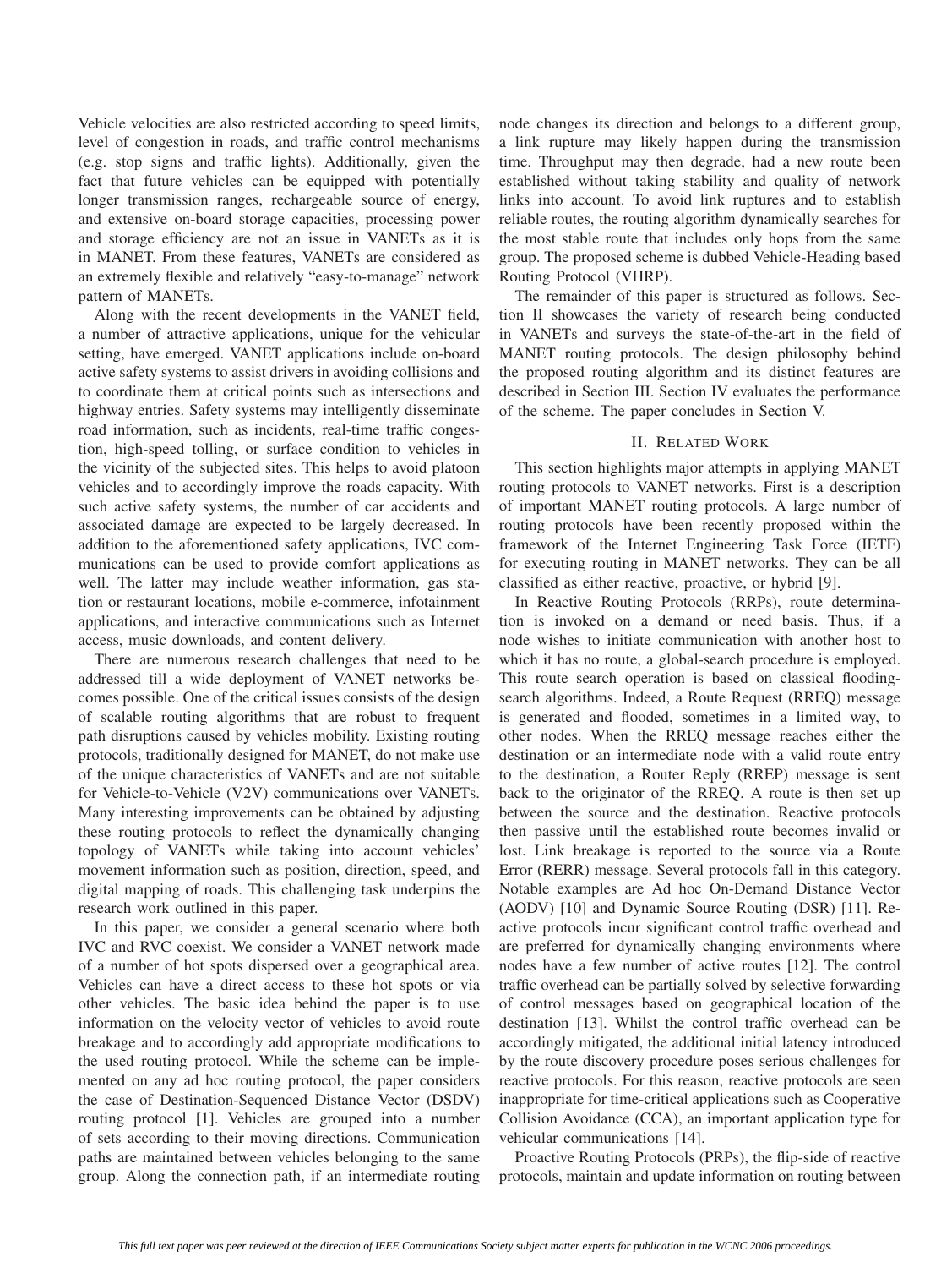Vehicle velocities are also restricted according to speed limits, level of congestion in roads, and traffic control mechanisms (e.g. stop signs and traffic lights). Additionally, given the fact that future vehicles can be equipped with potentially longer transmission ranges, rechargeable source of energy, and extensive on-board storage capacities, processing power and storage efficiency are not an issue in VANETs as it is in MANET. From these features, VANETs are considered as an extremely flexible and relatively "easy-to-manage" network pattern of MANETs.

Along with the recent developments in the VANET field, a number of attractive applications, unique for the vehicular setting, have emerged. VANET applications include on-board active safety systems to assist drivers in avoiding collisions and to coordinate them at critical points such as intersections and highway entries. Safety systems may intelligently disseminate road information, such as incidents, real-time traffic congestion, high-speed tolling, or surface condition to vehicles in the vicinity of the subjected sites. This helps to avoid platoon vehicles and to accordingly improve the roads capacity. With such active safety systems, the number of car accidents and associated damage are expected to be largely decreased. In addition to the aforementioned safety applications, IVC communications can be used to provide comfort applications as well. The latter may include weather information, gas station or restaurant locations, mobile e-commerce, infotainment applications, and interactive communications such as Internet access, music downloads, and content delivery.

There are numerous research challenges that need to be addressed till a wide deployment of VANET networks becomes possible. One of the critical issues consists of the design of scalable routing algorithms that are robust to frequent path disruptions caused by vehicles mobility. Existing routing protocols, traditionally designed for MANET, do not make use of the unique characteristics of VANETs and are not suitable for Vehicle-to-Vehicle (V2V) communications over VANETs. Many interesting improvements can be obtained by adjusting these routing protocols to reflect the dynamically changing topology of VANETs while taking into account vehicles' movement information such as position, direction, speed, and digital mapping of roads. This challenging task underpins the research work outlined in this paper.

In this paper, we consider a general scenario where both IVC and RVC coexist. We consider a VANET network made of a number of hot spots dispersed over a geographical area. Vehicles can have a direct access to these hot spots or via other vehicles. The basic idea behind the paper is to use information on the velocity vector of vehicles to avoid route breakage and to accordingly add appropriate modifications to the used routing protocol. While the scheme can be implemented on any ad hoc routing protocol, the paper considers the case of Destination-Sequenced Distance Vector (DSDV) routing protocol [1]. Vehicles are grouped into a number of sets according to their moving directions. Communication paths are maintained between vehicles belonging to the same group. Along the connection path, if an intermediate routing node changes its direction and belongs to a different group, a link rupture may likely happen during the transmission time. Throughput may then degrade, had a new route been established without taking stability and quality of network links into account. To avoid link ruptures and to establish reliable routes, the routing algorithm dynamically searches for the most stable route that includes only hops from the same group. The proposed scheme is dubbed Vehicle-Heading based Routing Protocol (VHRP).

The remainder of this paper is structured as follows. Section II showcases the variety of research being conducted in VANETs and surveys the state-of-the-art in the field of MANET routing protocols. The design philosophy behind the proposed routing algorithm and its distinct features are described in Section III. Section IV evaluates the performance of the scheme. The paper concludes in Section V.

## II. Related Work

This section highlights major attempts in applying MANET routing protocols to VANET networks. First is a description of important MANET routing protocols. A large number of routing protocols have been recently proposed within the framework of the Internet Engineering Task Force (IETF) for executing routing in MANET networks. They can be all classified as either reactive, proactive, or hybrid [9].

In Reactive Routing Protocols (RRPs), route determination is invoked on a demand or need basis. Thus, if a node wishes to initiate communication with another host to which it has no route, a global-search procedure is employed. This route search operation is based on classical flooding-search algorithms. Indeed, a Route Request (RREQ) message is generated and flooded, sometimes in a limited way, to other nodes. When the RREQ message reaches either the destination or an intermediate node with a valid route entry to the destination, a Router Reply (RREP) message is sent back to the originator of the RREQ. A route is then set up between the source and the destination. Reactive protocols then passive until the established route becomes invalid or lost. Link breakage is reported to the source via a Route Error (RERR) message. Several protocols fall in this category. Notable examples are Ad hoc On-Demand Distance Vector (AODV) [10] and Dynamic Source Routing (DSR) [11]. Reactive protocols incur significant control traffic overhead and are preferred for dynamically changing environments where nodes have a few number of active routes [12]. The control traffic overhead can be partially solved by selective forwarding of control messages based on geographical location of the destination [13]. Whilst the control traffic overhead can be accordingly mitigated, the additional initial latency introduced by the route discovery procedure poses serious challenges for reactive protocols. For this reason, reactive protocols are seen inappropriate for time-critical applications such as Cooperative Collision Avoidance (CCA), an important application type for vehicular communications [14].

Proactive Routing Protocols (PRPs), the flip-side of reactive protocols, maintain and update information on routing between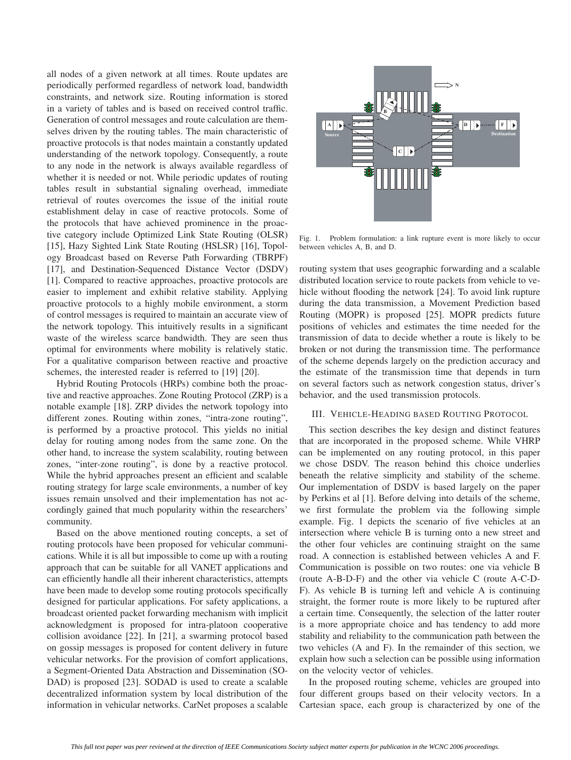all nodes of a given network at all times. Route updates are periodically performed regardless of network load, bandwidth constraints, and network size. Routing information is stored in a variety of tables and is based on received control traffic. Generation of control messages and route calculation are themselves driven by the routing tables. The main characteristic of proactive protocols is that nodes maintain a constantly updated understanding of the network topology. Consequently, a route to any node in the network is always available regardless of whether it is needed or not. While periodic updates of routing tables result in substantial signaling overhead, immediate retrieval of routes overcomes the issue of the initial route establishment delay in case of reactive protocols. Some of the protocols that have achieved prominence in the proactive category include Optimized Link State Routing (OLSR) [15], Hazy Sighted Link State Routing (HSLSR) [16], Topology Broadcast based on Reverse Path Forwarding (TBRPF) [17], and Destination-Sequenced Distance Vector (DSDV) [1]. Compared to reactive approaches, proactive protocols are easier to implement and exhibit relative stability. Applying proactive protocols to a highly mobile environment, a storm of control messages is required to maintain an accurate view of the network topology. This intuitively results in a significant waste of the wireless scarce bandwidth. They are seen thus optimal for environments where mobility is relatively static. For a qualitative comparison between reactive and proactive schemes, the interested reader is referred to [19] [20].

Hybrid Routing Protocols (HRPs) combine both the proactive and reactive approaches. Zone Routing Protocol (ZRP) is a notable example [18]. ZRP divides the network topology into different zones. Routing within zones, "intra-zone routing", is performed by a proactive protocol. This yields no initial delay for routing among nodes from the same zone. On the other hand, to increase the system scalability, routing between zones, "inter-zone routing", is done by a reactive protocol. While the hybrid approaches present an efficient and scalable routing strategy for large scale environments, a number of key issues remain unsolved and their implementation has not accordingly gained that much popularity within the researchers' community.

Based on the above mentioned routing concepts, a set of routing protocols have been proposed for vehicular communications. While it is all but impossible to come up with a routing approach that can be suitable for all VANET applications and can efficiently handle all their inherent characteristics, attempts have been made to develop some routing protocols specifically designed for particular applications. For safety applications, a broadcast oriented packet forwarding mechanism with implicit acknowledgment is proposed for intra-platoon cooperative collision avoidance [22]. In [21], a swarming protocol based on gossip messages is proposed for content delivery in future vehicular networks. For the provision of comfort applications, a Segment-Oriented Data Abstraction and Dissemination (SODAD) is proposed [23]. SODAD is used to create a scalable decentralized information system by local distribution of the information in vehicular networks. CarNet proposes a scalable routing system that uses geographic forwarding and a scalable distributed location service to route packets from vehicle to vehicle without flooding the network [24]. To avoid link rupture during the data transmission, a Movement Prediction based Routing (MOPR) is proposed [25]. MOPR predicts future positions of vehicles and estimates the time needed for the transmission of data to decide whether a route is likely to be broken or not during the transmission time. The performance of the scheme depends largely on the prediction accuracy and the estimate of the transmission time that depends in turn on several factors such as network congestion status, driver's behavior, and the used transmission protocols.

N

A

Source

B

C

D

F

Destination

Fig. 1. Problem formulation: a link rupture event is more likely to occur between vehicles A, B, and D.

## III. Vehicle-Heading based Routing Protocol

This section describes the key design and distinct features that are incorporated in the proposed scheme. While VHRP can be implemented on any routing protocol, in this paper we chose DSDV. The reason behind this choice underlies beneath the relative simplicity and stability of the scheme. Our implementation of DSDV is based largely on the paper by Perkins et al [1]. Before delving into details of the scheme, we first formulate the problem via the following simple example. Fig. 1 depicts the scenario of five vehicles at an intersection where vehicle B is turning onto a new street and the other four vehicles are continuing straight on the same road. A connection is established between vehicles A and F. Communication is possible on two routes: one via vehicle B (route A-B-D-F) and the other via vehicle C (route A-C-D-F). As vehicle B is turning left and vehicle A is continuing straight, the former route is more likely to be ruptured after a certain time. Consequently, the selection of the latter router is a more appropriate choice and has tendency to add more stability and reliability to the communication path between the two vehicles (A and F). In the remainder of this section, we explain how such a selection can be possible using information on the velocity vector of vehicles.

In the proposed routing scheme, vehicles are grouped into four different groups based on their velocity vectors. In a Cartesian space, each group is characterized by one of the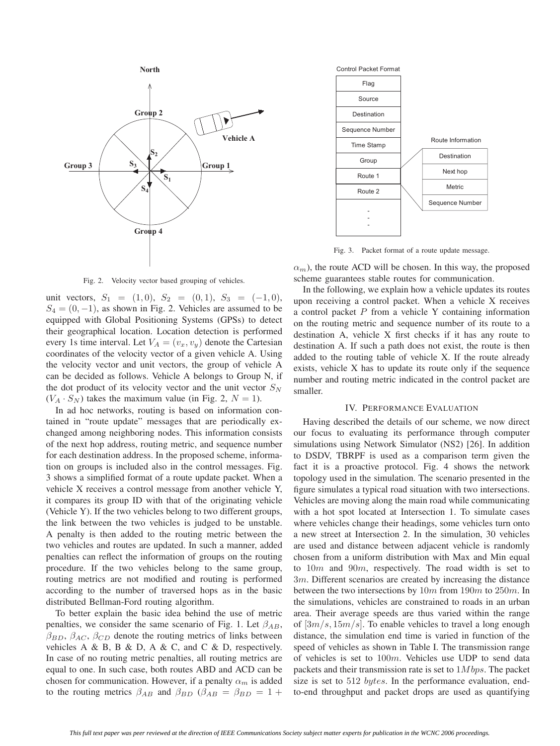Fig. 2. Velocity vector based grouping of vehicles.

unit vectors, $S_1 = (1, 0)$, $S_2 = (0, 1)$, $S_3 = (-1, 0)$, $S_4 = (0, -1)$, as shown in Fig. 2. Vehicles are assumed to be equipped with Global Positioning Systems (GPSs) to detect their geographical location. Location detection is performed every 1s time interval. Let $V_A = (v_x, v_y)$ denote the Cartesian coordinates of the velocity vector of a given vehicle A. Using the velocity vector and unit vectors, the group of vehicle A can be decided as follows. Vehicle A belongs to Group N, if the dot product of its velocity vector and the unit vector $S_N$ ($V_A \cdot S_N$) takes the maximum value (in Fig. 2, $N = 1$).

In ad hoc networks, routing is based on information contained in "route update" messages that are periodically exchanged among neighboring nodes. This information consists of the next hop address, routing metric, and sequence number for each destination address. In the proposed scheme, information on groups is included also in the control messages. Fig. 3 shows a simplified format of a route update packet. When a vehicle X receives a control message from another vehicle Y, it compares its group ID with that of the originating vehicle (Vehicle Y). If the two vehicles belong to two different groups, the link between the two vehicles is judged to be unstable. A penalty is then added to the routing metric between the two vehicles and routes are updated. In such a manner, added penalties can reflect the information of groups on the routing procedure. If the two vehicles belong to the same group, routing metrics are not modified and routing is performed according to the number of traversed hops as in the basic distributed Bellman-Ford routing algorithm.

To better explain the basic idea behind the use of metric penalties, we consider the same scenario of Fig. 1. Let $\beta_{AB}$, $\beta_{BD}$, $\beta_{AC}$, $\beta_{CD}$ denote the routing metrics of links between vehicles A & B, B & D, A & C, and C & D, respectively. In case of no routing metric penalties, all routing metrics are equal to one. In such case, both routes ABD and ACD can be chosen for communication. However, if a penalty $\alpha_m$ is added to the routing metrics $\beta_{AB}$ and $\beta_{BD}$ ($\beta_{AB} = \beta_{BD} = 1 + \alpha_m$), the route ACD will be chosen. In this way, the proposed scheme guarantees stable routes for communication.

Fig. 3. Packet format of a route update message.

In the following, we explain how a vehicle updates its routes upon receiving a control packet. When a vehicle X receives a control packet $P$ from a vehicle Y containing information on the routing metric and sequence number of its route to a destination A, vehicle X first checks if it has any route to destination A. If such a path does not exist, the route is then added to the routing table of vehicle X. If the route already exists, vehicle X has to update its route only if the sequence number and routing metric indicated in the control packet are smaller.

## IV. Performance Evaluation

Having described the details of our scheme, we now direct our focus to evaluating its performance through computer simulations using Network Simulator (NS2) [26]. In addition to DSDV, TBRPF is used as a comparison term given the fact it is a proactive protocol. Fig. 4 shows the network topology used in the simulation. The scenario presented in the figure simulates a typical road situation with two intersections. Vehicles are moving along the main road while communicating with a hot spot located at Intersection 1. To simulate cases where vehicles change their headings, some vehicles turn onto a new street at Intersection 2. In the simulation, 30 vehicles are used and distance between adjacent vehicle is randomly chosen from a uniform distribution with Max and Min equal to $10m$ and $90m$, respectively. The road width is set to $3m$. Different scenarios are created by increasing the distance between the two intersections by $10m$ from $190m$ to $250m$. In the simulations, vehicles are constrained to roads in an urban area. Their average speeds are thus varied within the range of $[3m/s, 15m/s]$. To enable vehicles to travel a long enough distance, the simulation end time is varied in function of the speed of vehicles as shown in Table I. The transmission range of vehicles is set to $100m$. Vehicles use UDP to send data packets and their transmission rate is set to $1Mbps$. The packet size is set to $512$ *bytes*. In the performance evaluation, end-to-end throughput and packet drops are used as quantifying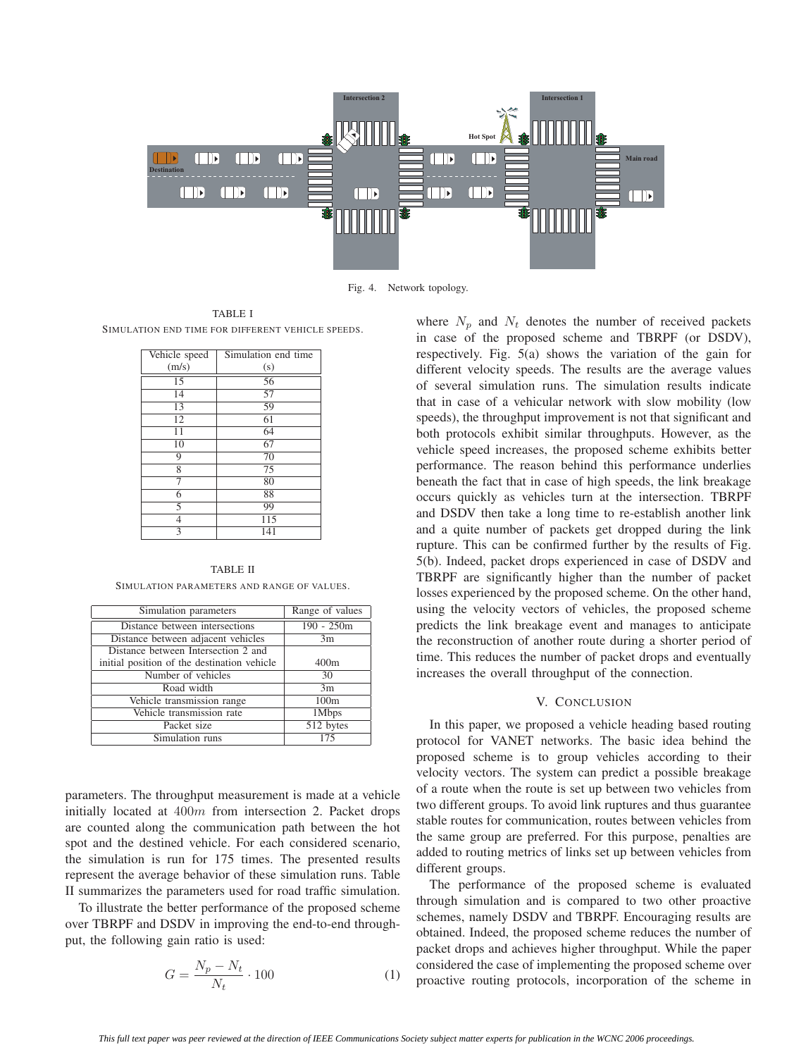Fig. 4. Network topology.

TABLE I
SIMULATION END TIME FOR DIFFERENT VEHICLE SPEEDS.

| Vehicle speed (m/s) | Simulation end time (s) |
|---|---|
| 15 | 56 |
| 14 | 57 |
| 13 | 59 |
| 12 | 61 |
| 11 | 64 |
| 10 | 67 |
| 9 | 70 |
| 8 | 75 |
| 7 | 80 |
| 6 | 88 |
| 5 | 99 |
| 4 | 115 |
| 3 | 141 |

TABLE II
SIMULATION PARAMETERS AND RANGE OF VALUES.

| Simulation parameters | Range of values |
|---|---|
| Distance between intersections | 190 - 250m |
| Distance between adjacent vehicles | 3m |
| Distance between Intersection 2 and initial position of the destination vehicle | 400m |
| Number of vehicles | 30 |
| Road width | 3m |
| Vehicle transmission range | 100m |
| Vehicle transmission rate | 1Mbps |
| Packet size | 512 bytes |
| Simulation runs | 175 |

parameters. The throughput measurement is made at a vehicle initially located at $400m$ from intersection 2. Packet drops are counted along the communication path between the hot spot and the destined vehicle. For each considered scenario, the simulation is run for 175 times. The presented results represent the average behavior of these simulation runs. Table II summarizes the parameters used for road traffic simulation.

To illustrate the better performance of the proposed scheme over TBRPF and DSDV in improving the end-to-end throughput, the following gain ratio is used:

$$G = \frac{N_p - N_t}{N_t} \cdot 100 \qquad (1)$$

where $N_p$ and $N_t$ denotes the number of received packets in case of the proposed scheme and TBRPF (or DSDV), respectively. Fig. 5(a) shows the variation of the gain for different velocity speeds. The results are the average values of several simulation runs. The simulation results indicate that in case of a vehicular network with slow mobility (low speeds), the throughput improvement is not that significant and both protocols exhibit similar throughputs. However, as the vehicle speed increases, the proposed scheme exhibits better performance. The reason behind this performance underlies beneath the fact that in case of high speeds, the link breakage occurs quickly as vehicles turn at the intersection. TBRPF and DSDV then take a long time to re-establish another link and a quite number of packets get dropped during the link rupture. This can be confirmed further by the results of Fig. 5(b). Indeed, packet drops experienced in case of DSDV and TBRPF are significantly higher than the number of packet losses experienced by the proposed scheme. On the other hand, using the velocity vectors of vehicles, the proposed scheme predicts the link breakage event and manages to anticipate the reconstruction of another route during a shorter period of time. This reduces the number of packet drops and eventually increases the overall throughput of the connection.

## V. CONCLUSION

In this paper, we proposed a vehicle heading based routing protocol for VANET networks. The basic idea behind the proposed scheme is to group vehicles according to their velocity vectors. The system can predict a possible breakage of a route when the route is set up between two vehicles from two different groups. To avoid link ruptures and thus guarantee stable routes for communication, routes between vehicles from the same group are preferred. For this purpose, penalties are added to routing metrics of links set up between vehicles from different groups.

The performance of the proposed scheme is evaluated through simulation and is compared to two other proactive schemes, namely DSDV and TBRPF. Encouraging results are obtained. Indeed, the proposed scheme reduces the number of packet drops and achieves higher throughput. While the paper considered the case of implementing the proposed scheme over proactive routing protocols, incorporation of the scheme in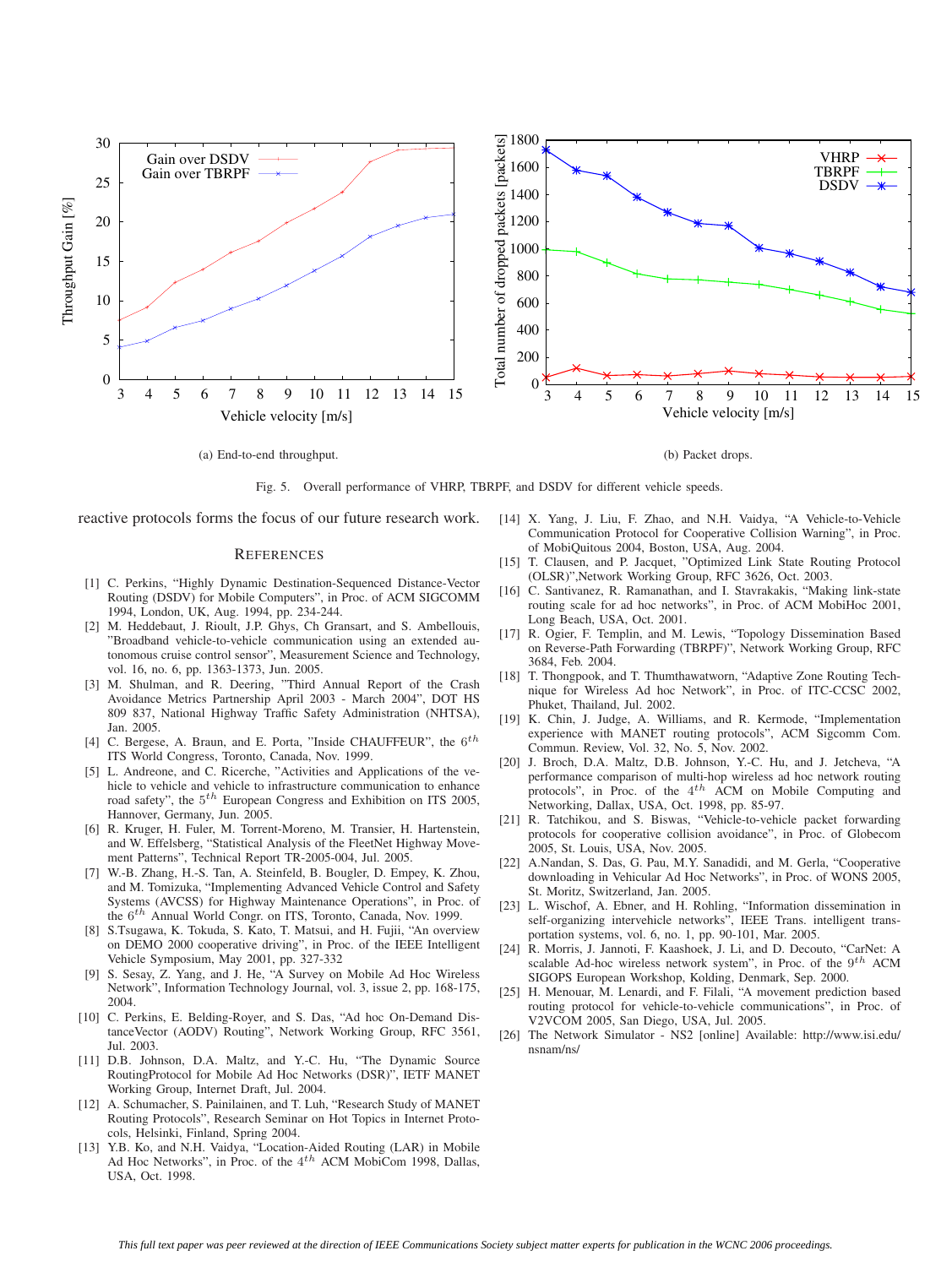30
25
20
15
10
5
0
Throughput Gain [%]
Gain over DSDV
Gain over TBRPF
3 4 5 6 7 8 9 10 11 12 13 14 15
Vehicle velocity [m/s]

(a) End-to-end throughput.

1800
1600
1400
1200
1000
800
600
400
200
0
Total number of dropped packets [packets]
VHRP
TBRPF
DSDV
3 4 5 6 7 8 9 10 11 12 13 14 15
Vehicle velocity [m/s]

(b) Packet drops.

Fig. 5. Overall performance of VHRP, TBRPF, and DSDV for different vehicle speeds.

reactive protocols forms the focus of our future research work.

## References

[1] C. Perkins, "Highly Dynamic Destination-Sequenced Distance-Vector Routing (DSDV) for Mobile Computers", in Proc. of ACM SIGCOMM 1994, London, UK, Aug. 1994, pp. 234-244.

[2] M. Heddebaut, J. Rioult, J.P. Ghys, Ch Gransart, and S. Ambellouis, "Broadband vehicle-to-vehicle communication using an extended autonomous cruise control sensor", Measurement Science and Technology, vol. 16, no. 6, pp. 1363-1373, Jun. 2005.

[3] M. Shulman, and R. Deering, "Third Annual Report of the Crash Avoidance Metrics Partnership April 2003 - March 2004", DOT HS 809 837, National Highway Traffic Safety Administration (NHTSA), Jan. 2005.

[4] C. Bergese, A. Braun, and E. Porta, "Inside CHAUFFEUR", the $6^{th}$ ITS World Congress, Toronto, Canada, Nov. 1999.

[5] L. Andreone, and C. Ricerche, "Activities and Applications of the vehicle to vehicle and vehicle to infrastructure communication to enhance road safety", the $5^{th}$ European Congress and Exhibition on ITS 2005, Hannover, Germany, Jun. 2005.

[6] R. Kruger, H. Fuler, M. Torrent-Moreno, M. Transier, H. Hartenstein, and W. Effelsberg, "Statistical Analysis of the FleetNet Highway Movement Patterns", Technical Report TR-2005-004, Jul. 2005.

[7] W.-B. Zhang, H.-S. Tan, A. Steinfeld, B. Bougler, D. Empey, K. Zhou, and M. Tomizuka, "Implementing Advanced Vehicle Control and Safety Systems (AVCSS) for Highway Maintenance Operations", in Proc. of the $6^{th}$ Annual World Congr. on ITS, Toronto, Canada, Nov. 1999.

[8] S.Tsugawa, K. Tokuda, S. Kato, T. Matsui, and H. Fujii, "An overview on DEMO 2000 cooperative driving", in Proc. of the IEEE Intelligent Vehicle Symposium, May 2001, pp. 327-332

[9] S. Sesay, Z. Yang, and J. He, "A Survey on Mobile Ad Hoc Wireless Network", Information Technology Journal, vol. 3, issue 2, pp. 168-175, 2004.

[10] C. Perkins, E. Belding-Royer, and S. Das, "Ad hoc On-Demand DistanceVector (AODV) Routing", Network Working Group, RFC 3561, Jul. 2003.

[11] D.B. Johnson, D.A. Maltz, and Y.-C. Hu, "The Dynamic Source RoutingProtocol for Mobile Ad Hoc Networks (DSR)", IETF MANET Working Group, Internet Draft, Jul. 2004.

[12] A. Schumacher, S. Painilainen, and T. Luh, "Research Study of MANET Routing Protocols", Research Seminar on Hot Topics in Internet Protocols, Helsinki, Finland, Spring 2004.

[13] Y.B. Ko, and N.H. Vaidya, "Location-Aided Routing (LAR) in Mobile Ad Hoc Networks", in Proc. of the $4^{th}$ ACM MobiCom 1998, Dallas, USA, Oct. 1998.

[14] X. Yang, J. Liu, F. Zhao, and N.H. Vaidya, "A Vehicle-to-Vehicle Communication Protocol for Cooperative Collision Warning", in Proc. of MobiQuitous 2004, Boston, USA, Aug. 2004.

[15] T. Clausen, and P. Jacquet, "Optimized Link State Routing Protocol (OLSR)",Network Working Group, RFC 3626, Oct. 2003.

[16] C. Santivanez, R. Ramanathan, and I. Stavrakakis, "Making link-state routing scale for ad hoc networks", in Proc. of ACM MobiHoc 2001, Long Beach, USA, Oct. 2001.

[17] R. Ogier, F. Templin, and M. Lewis, "Topology Dissemination Based on Reverse-Path Forwarding (TBRPF)", Network Working Group, RFC 3684, Feb. 2004.

[18] T. Thongpook, and T. Thumthawatworn, "Adaptive Zone Routing Technique for Wireless Ad hoc Network", in Proc. of ITC-CCSC 2002, Phuket, Thailand, Jul. 2002.

[19] K. Chin, J. Judge, A. Williams, and R. Kermode, "Implementation experience with MANET routing protocols", ACM Sigcomm Com. Commun. Review, Vol. 32, No. 5, Nov. 2002.

[20] J. Broch, D.A. Maltz, D.B. Johnson, Y.-C. Hu, and J. Jetcheva, "A performance comparison of multi-hop wireless ad hoc network routing protocols", in Proc. of the $4^{th}$ ACM on Mobile Computing and Networking, Dallas, USA, Oct. 1998, pp. 85-97.

[21] R. Tatchikou, and S. Biswas, "Vehicle-to-vehicle packet forwarding protocols for cooperative collision avoidance", in Proc. of Globecom 2005, St. Louis, USA, Nov. 2005.

[22] A.Nandan, S. Das, G. Pau, M.Y. Sanadidi, and M. Gerla, "Cooperative downloading in Vehicular Ad Hoc Networks", in Proc. of WONS 2005, St. Moritz, Switzerland, Jan. 2005.

[23] L. Wischof, A. Ebner, and H. Rohling, "Information dissemination in self-organizing intervehicle networks", IEEE Trans. intelligent transportation systems, vol. 6, no. 1, pp. 90-101, Mar. 2005.

[24] R. Morris, J. Jannoti, F. Kaashoek, J. Li, and D. Decouto, "CarNet: A scalable Ad-hoc wireless network system", in Proc. of the $9^{th}$ ACM SIGOPS European Workshop, Kolding, Denmark, Sep. 2000.

[25] H. Menouar, M. Lenardi, and F. Filali, "A movement prediction based routing protocol for vehicle-to-vehicle communications", in Proc. of V2VCOM 2005, San Diego, USA, Jul. 2005.

[26] The Network Simulator - NS2 [online] Available: http://www.isi.edu/nsnam/ns/